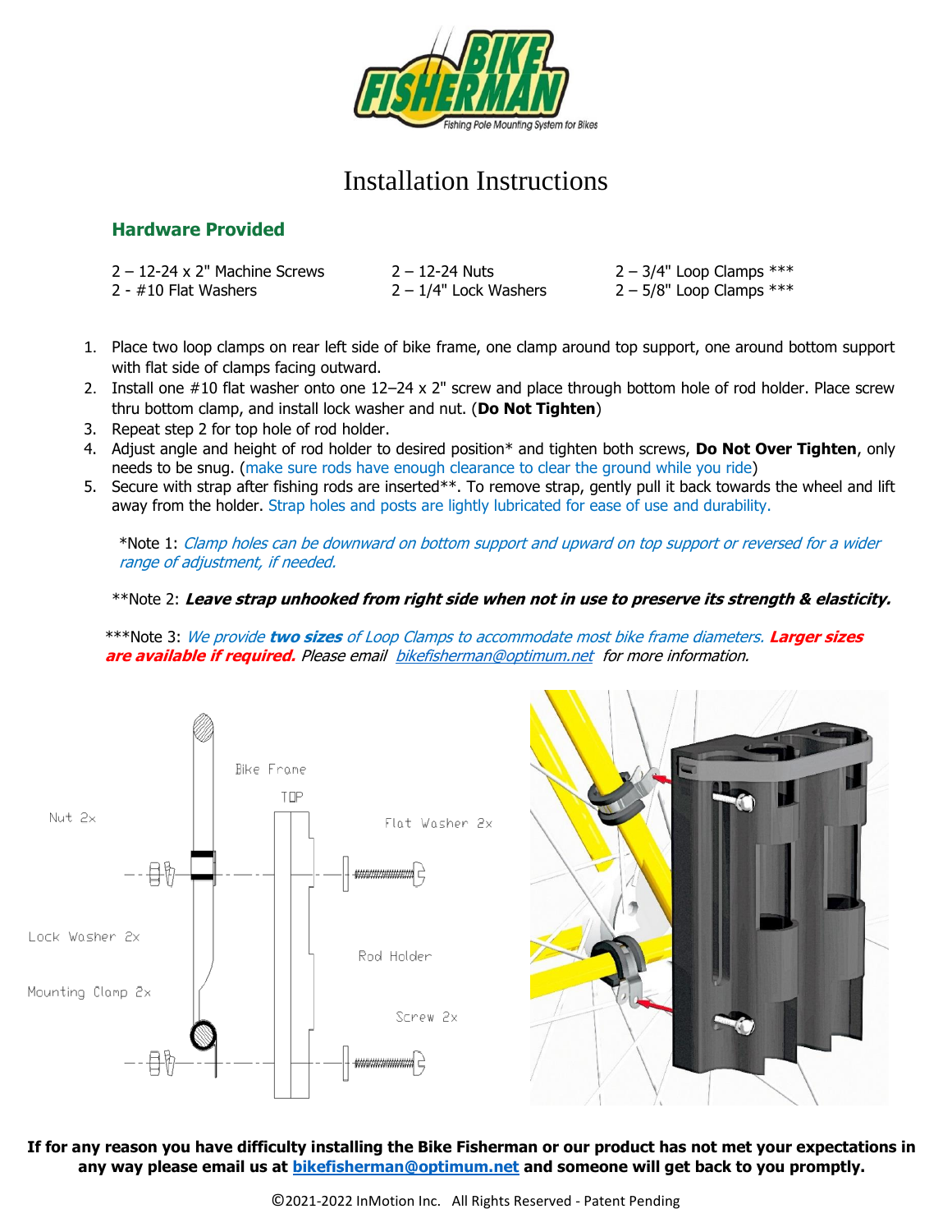# Installation Instructions

## Hardware Provided

| | | |
|---|---|---|
| 2 – 12-24 x 2" Machine Screws | 2 – 12-24 Nuts | 2 – 3/4" Loop Clamps *** |
| 2 - #10 Flat Washers | 2 – 1/4" Lock Washers | 2 – 5/8" Loop Clamps *** |

1. Place two loop clamps on rear left side of bike frame, one clamp around top support, one around bottom support with flat side of clamps facing outward.
2. Install one #10 flat washer onto one 12–24 x 2" screw and place through bottom hole of rod holder. Place screw thru bottom clamp, and install lock washer and nut. (**Do Not Tighten**)
3. Repeat step 2 for top hole of rod holder.
4. Adjust angle and height of rod holder to desired position* and tighten both screws, **Do Not Over Tighten**, only needs to be snug. (make sure rods have enough clearance to clear the ground while you ride)
5. Secure with strap after fishing rods are inserted**. To remove strap, gently pull it back towards the wheel and lift away from the holder. Strap holes and posts are lightly lubricated for ease of use and durability.

*Note 1: *Clamp holes can be downward on bottom support and upward on top support or reversed for a wider range of adjustment, if needed.*

**Note 2: ***Leave strap unhooked from right side when not in use to preserve its strength & elasticity.***

***Note 3: *We provide **two sizes** of Loop Clamps to accommodate most bike frame diameters.* ***Larger sizes are available if required.*** *Please email bikefisherman@optimum.net for more information.*

**If for any reason you have difficulty installing the Bike Fisherman or our product has not met your expectations in any way please email us at bikefisherman@optimum.net and someone will get back to you promptly.**

©2021-2022 InMotion Inc. All Rights Reserved - Patent Pending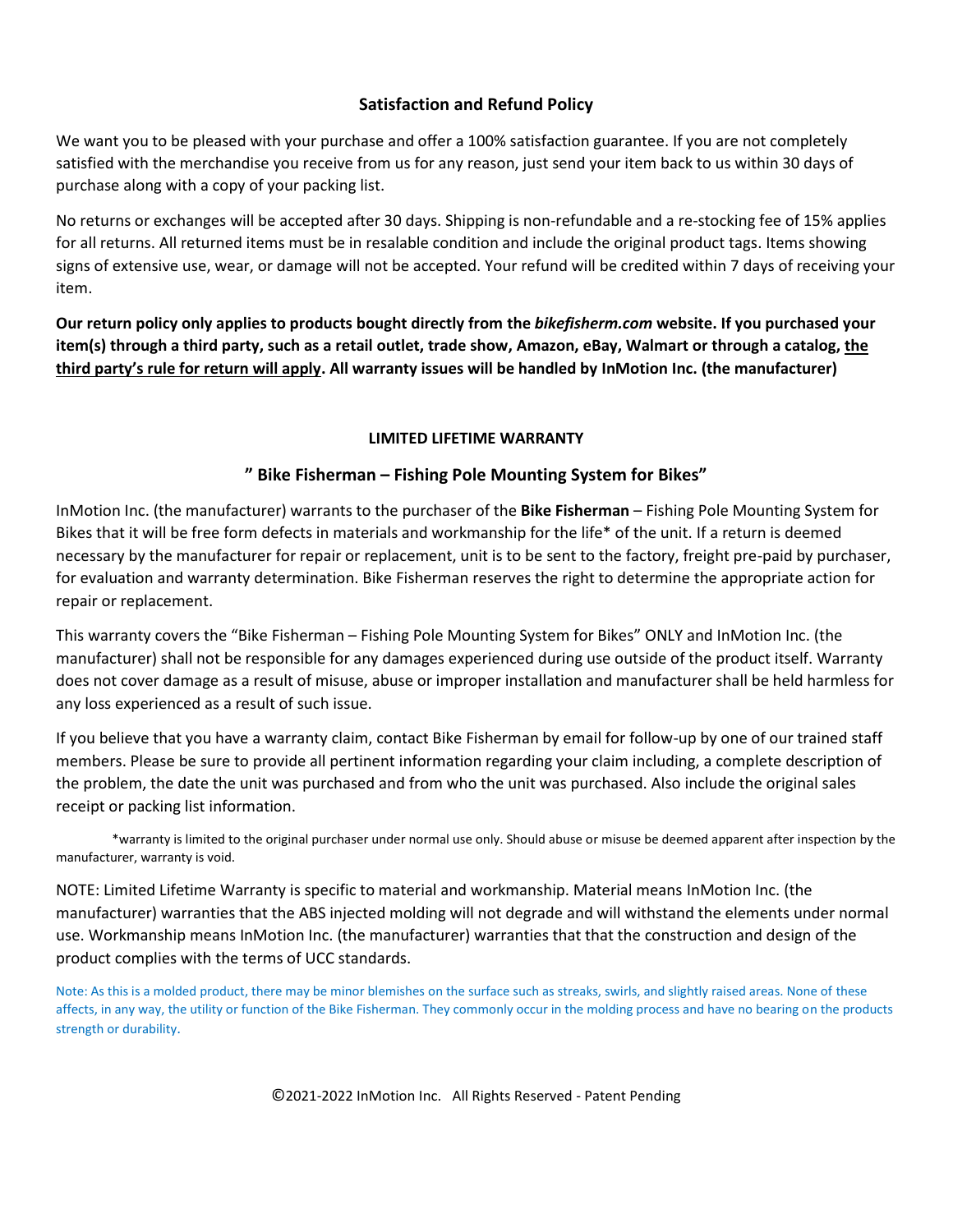## Satisfaction and Refund Policy

We want you to be pleased with your purchase and offer a 100% satisfaction guarantee. If you are not completely satisfied with the merchandise you receive from us for any reason, just send your item back to us within 30 days of purchase along with a copy of your packing list.

No returns or exchanges will be accepted after 30 days. Shipping is non-refundable and a re-stocking fee of 15% applies for all returns. All returned items must be in resalable condition and include the original product tags. Items showing signs of extensive use, wear, or damage will not be accepted. Your refund will be credited within 7 days of receiving your item.

**Our return policy only applies to products bought directly from the *bikefisherm.com* website. If you purchased your item(s) through a third party, such as a retail outlet, trade show, Amazon, eBay, Walmart or through a catalog, <u>the third party's rule for return will apply</u>. All warranty issues will be handled by InMotion Inc. (the manufacturer)**

### LIMITED LIFETIME WARRANTY

### " Bike Fisherman – Fishing Pole Mounting System for Bikes"

InMotion Inc. (the manufacturer) warrants to the purchaser of the **Bike Fisherman** – Fishing Pole Mounting System for Bikes that it will be free form defects in materials and workmanship for the life* of the unit. If a return is deemed necessary by the manufacturer for repair or replacement, unit is to be sent to the factory, freight pre-paid by purchaser, for evaluation and warranty determination. Bike Fisherman reserves the right to determine the appropriate action for repair or replacement.

This warranty covers the "Bike Fisherman – Fishing Pole Mounting System for Bikes" ONLY and InMotion Inc. (the manufacturer) shall not be responsible for any damages experienced during use outside of the product itself. Warranty does not cover damage as a result of misuse, abuse or improper installation and manufacturer shall be held harmless for any loss experienced as a result of such issue.

If you believe that you have a warranty claim, contact Bike Fisherman by email for follow-up by one of our trained staff members. Please be sure to provide all pertinent information regarding your claim including, a complete description of the problem, the date the unit was purchased and from who the unit was purchased. Also include the original sales receipt or packing list information.

*warranty is limited to the original purchaser under normal use only. Should abuse or misuse be deemed apparent after inspection by the manufacturer, warranty is void.

NOTE: Limited Lifetime Warranty is specific to material and workmanship. Material means InMotion Inc. (the manufacturer) warranties that the ABS injected molding will not degrade and will withstand the elements under normal use. Workmanship means InMotion Inc. (the manufacturer) warranties that that the construction and design of the product complies with the terms of UCC standards.

Note: As this is a molded product, there may be minor blemishes on the surface such as streaks, swirls, and slightly raised areas. None of these affects, in any way, the utility or function of the Bike Fisherman. They commonly occur in the molding process and have no bearing on the products strength or durability.

©2021-2022 InMotion Inc. All Rights Reserved - Patent Pending